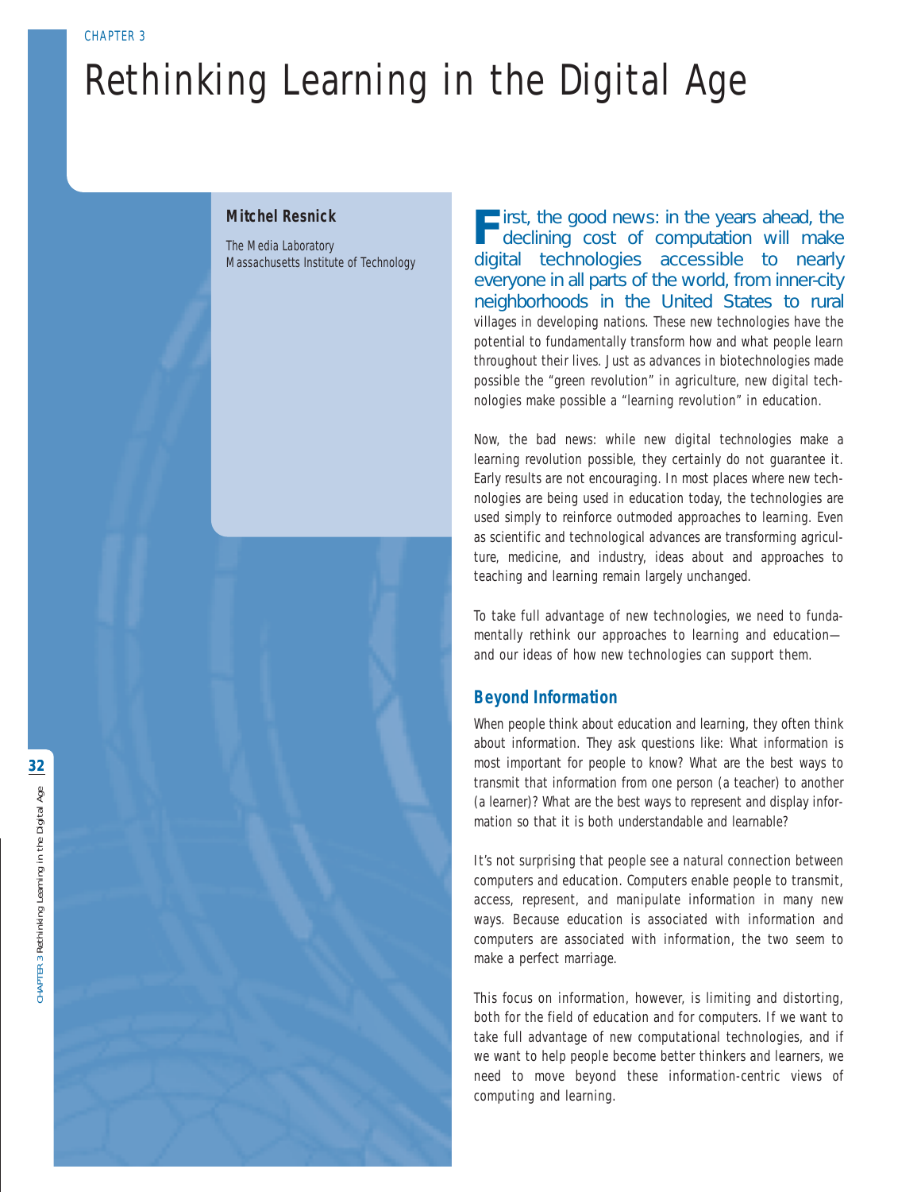CHAPTER 3

# Rethinking Learning in the Digital Age

**Mitchel Resnick**

The Media Laboratory
Massachusetts Institute of Technology

First, the good news: in the years ahead, the declining cost of computation will make digital technologies accessible to nearly everyone in all parts of the world, from inner-city neighborhoods in the United States to rural villages in developing nations. These new technologies have the potential to fundamentally transform how and what people learn throughout their lives. Just as advances in biotechnologies made possible the "green revolution" in agriculture, new digital technologies make possible a "learning revolution" in education.

Now, the bad news: while new digital technologies make a learning revolution possible, they certainly do not guarantee it. Early results are not encouraging. In most places where new technologies are being used in education today, the technologies are used simply to reinforce outmoded approaches to learning. Even as scientific and technological advances are transforming agriculture, medicine, and industry, ideas about and approaches to teaching and learning remain largely unchanged.

To take full advantage of new technologies, we need to fundamentally rethink our approaches to learning and education—and our ideas of how new technologies can support them.

## Beyond Information

When people think about education and learning, they often think about information. They ask questions like: What information is most important for people to know? What are the best ways to transmit that information from one person (a teacher) to another (a learner)? What are the best ways to represent and display information so that it is both understandable and learnable?

It's not surprising that people see a natural connection between computers and education. Computers enable people to transmit, access, represent, and manipulate information in many new ways. Because education is associated with information and computers are associated with information, the two seem to make a perfect marriage.

This focus on information, however, is limiting and distorting, both for the field of education and for computers. If we want to take full advantage of new computational technologies, and if we want to help people become better thinkers and learners, we need to move beyond these information-centric views of computing and learning.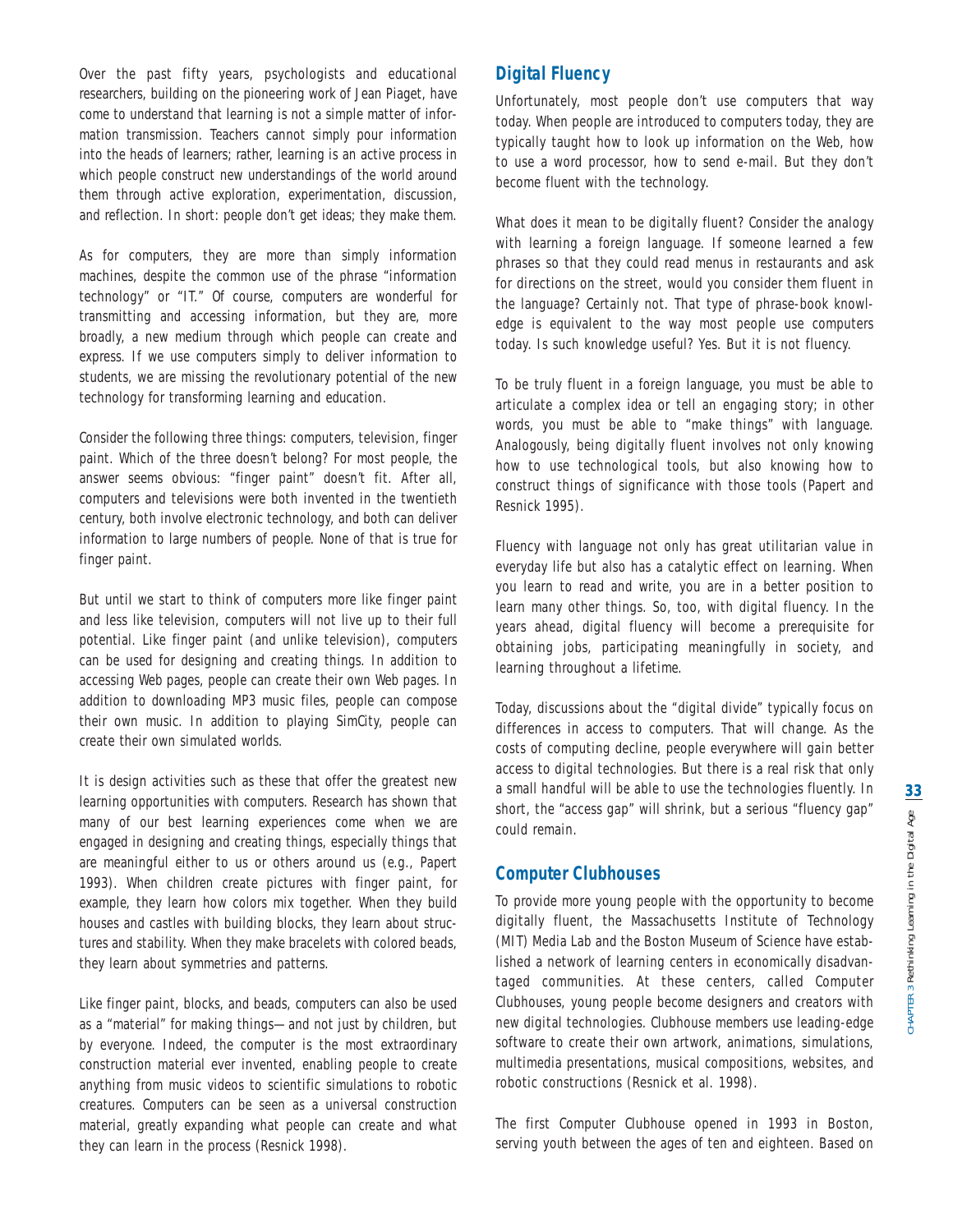Over the past fifty years, psychologists and educational researchers, building on the pioneering work of Jean Piaget, have come to understand that learning is not a simple matter of information transmission. Teachers cannot simply pour information into the heads of learners; rather, learning is an active process in which people construct new understandings of the world around them through active exploration, experimentation, discussion, and reflection. In short: people don't get ideas; they make them.

As for computers, they are more than simply information machines, despite the common use of the phrase "information technology" or "IT." Of course, computers are wonderful for transmitting and accessing information, but they are, more broadly, a new medium through which people can create and express. If we use computers simply to deliver information to students, we are missing the revolutionary potential of the new technology for transforming learning and education.

Consider the following three things: computers, television, finger paint. Which of the three doesn't belong? For most people, the answer seems obvious: "finger paint" doesn't fit. After all, computers and televisions were both invented in the twentieth century, both involve electronic technology, and both can deliver information to large numbers of people. None of that is true for finger paint.

But until we start to think of computers more like finger paint and less like television, computers will not live up to their full potential. Like finger paint (and unlike television), computers can be used for designing and creating things. In addition to accessing Web pages, people can create their own Web pages. In addition to downloading MP3 music files, people can compose their own music. In addition to playing SimCity, people can create their own simulated worlds.

It is design activities such as these that offer the greatest new learning opportunities with computers. Research has shown that many of our best learning experiences come when we are engaged in designing and creating things, especially things that are meaningful either to us or others around us (e.g., Papert 1993). When children create pictures with finger paint, for example, they learn how colors mix together. When they build houses and castles with building blocks, they learn about structures and stability. When they make bracelets with colored beads, they learn about symmetries and patterns.

Like finger paint, blocks, and beads, computers can also be used as a "material" for making things—and not just by children, but by everyone. Indeed, the computer is the most extraordinary construction material ever invented, enabling people to create anything from music videos to scientific simulations to robotic creatures. Computers can be seen as a universal construction material, greatly expanding what people can create and what they can learn in the process (Resnick 1998).

## Digital Fluency

Unfortunately, most people don't use computers that way today. When people are introduced to computers today, they are typically taught how to look up information on the Web, how to use a word processor, how to send e-mail. But they don't become fluent with the technology.

What does it mean to be digitally fluent? Consider the analogy with learning a foreign language. If someone learned a few phrases so that they could read menus in restaurants and ask for directions on the street, would you consider them fluent in the language? Certainly not. That type of phrase-book knowledge is equivalent to the way most people use computers today. Is such knowledge useful? Yes. But it is not fluency.

To be truly fluent in a foreign language, you must be able to articulate a complex idea or tell an engaging story; in other words, you must be able to "make things" with language. Analogously, being digitally fluent involves not only knowing how to use technological tools, but also knowing how to construct things of significance with those tools (Papert and Resnick 1995).

Fluency with language not only has great utilitarian value in everyday life but also has a catalytic effect on learning. When you learn to read and write, you are in a better position to learn many other things. So, too, with digital fluency. In the years ahead, digital fluency will become a prerequisite for obtaining jobs, participating meaningfully in society, and learning throughout a lifetime.

Today, discussions about the "digital divide" typically focus on differences in access to computers. That will change. As the costs of computing decline, people everywhere will gain better access to digital technologies. But there is a real risk that only a small handful will be able to use the technologies fluently. In short, the "access gap" will shrink, but a serious "fluency gap" could remain.

## Computer Clubhouses

To provide more young people with the opportunity to become digitally fluent, the Massachusetts Institute of Technology (MIT) Media Lab and the Boston Museum of Science have established a network of learning centers in economically disadvantaged communities. At these centers, called Computer Clubhouses, young people become designers and creators with new digital technologies. Clubhouse members use leading-edge software to create their own artwork, animations, simulations, multimedia presentations, musical compositions, websites, and robotic constructions (Resnick et al. 1998).

The first Computer Clubhouse opened in 1993 in Boston, serving youth between the ages of ten and eighteen. Based on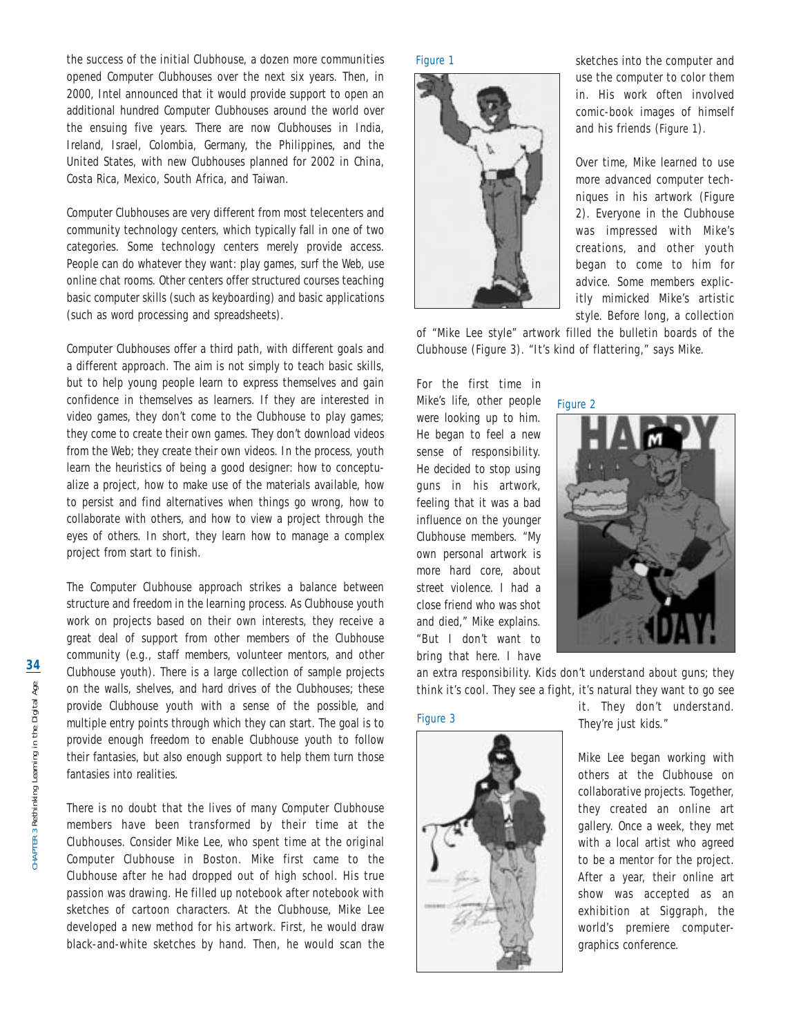the success of the initial Clubhouse, a dozen more communities opened Computer Clubhouses over the next six years. Then, in 2000, Intel announced that it would provide support to open an additional hundred Computer Clubhouses around the world over the ensuing five years. There are now Clubhouses in India, Ireland, Israel, Colombia, Germany, the Philippines, and the United States, with new Clubhouses planned for 2002 in China, Costa Rica, Mexico, South Africa, and Taiwan.

Computer Clubhouses are very different from most telecenters and community technology centers, which typically fall in one of two categories. Some technology centers merely provide access. People can do whatever they want: play games, surf the Web, use online chat rooms. Other centers offer structured courses teaching basic computer skills (such as keyboarding) and basic applications (such as word processing and spreadsheets).

Computer Clubhouses offer a third path, with different goals and a different approach. The aim is not simply to teach basic skills, but to help young people learn to express themselves and gain confidence in themselves as learners. If they are interested in video games, they don't come to the Clubhouse to play games; they come to create their own games. They don't download videos from the Web; they create their own videos. In the process, youth learn the heuristics of being a good designer: how to conceptualize a project, how to make use of the materials available, how to persist and find alternatives when things go wrong, how to collaborate with others, and how to view a project through the eyes of others. In short, they learn how to manage a complex project from start to finish.

The Computer Clubhouse approach strikes a balance between structure and freedom in the learning process. As Clubhouse youth work on projects based on their own interests, they receive a great deal of support from other members of the Clubhouse community (e.g., staff members, volunteer mentors, and other Clubhouse youth). There is a large collection of sample projects on the walls, shelves, and hard drives of the Clubhouses; these provide Clubhouse youth with a sense of the possible, and multiple entry points through which they can start. The goal is to provide enough freedom to enable Clubhouse youth to follow their fantasies, but also enough support to help them turn those fantasies into realities.

There is no doubt that the lives of many Computer Clubhouse members have been transformed by their time at the Clubhouses. Consider Mike Lee, who spent time at the original Computer Clubhouse in Boston. Mike first came to the Clubhouse after he had dropped out of high school. His true passion was drawing. He filled up notebook after notebook with sketches of cartoon characters. At the Clubhouse, Mike Lee developed a new method for his artwork. First, he would draw black-and-white sketches by hand. Then, he would scan the sketches into the computer and use the computer to color them in. His work often involved comic-book images of himself and his friends (Figure 1).

Figure 1

Over time, Mike learned to use more advanced computer techniques in his artwork (Figure 2). Everyone in the Clubhouse was impressed with Mike's creations, and other youth began to come to him for advice. Some members explicitly mimicked Mike's artistic style. Before long, a collection of "Mike Lee style" artwork filled the bulletin boards of the Clubhouse (Figure 3). "It's kind of flattering," says Mike.

Figure 2

For the first time in Mike's life, other people were looking up to him. He began to feel a new sense of responsibility. He decided to stop using guns in his artwork, feeling that it was a bad influence on the younger Clubhouse members. "My own personal artwork is more hard core, about street violence. I had a close friend who was shot and died," Mike explains. "But I don't want to bring that here. I have an extra responsibility. Kids don't understand about guns; they think it's cool. They see a fight, it's natural they want to go see it. They don't understand. They're just kids."

Figure 3

Mike Lee began working with others at the Clubhouse on collaborative projects. Together, they created an online art gallery. Once a week, they met with a local artist who agreed to be a mentor for the project. After a year, their online art show was accepted as an exhibition at Siggraph, the world's premiere computer-graphics conference.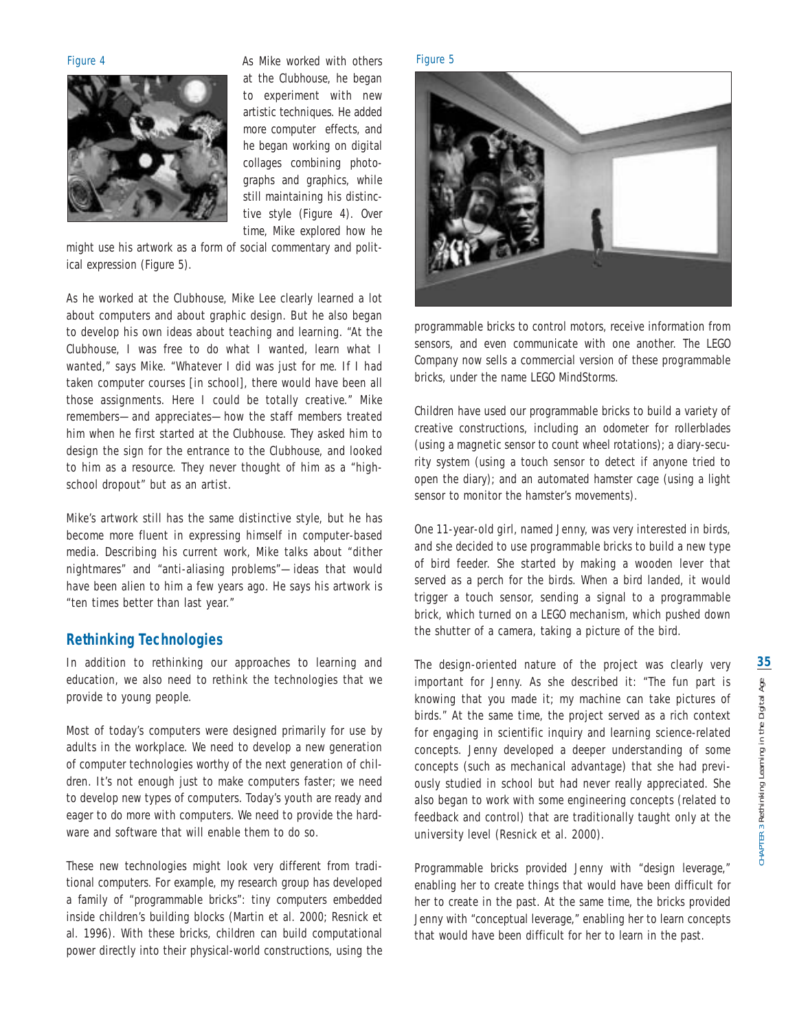Figure 4

As Mike worked with others at the Clubhouse, he began to experiment with new artistic techniques. He added more computer effects, and he began working on digital collages combining photographs and graphics, while still maintaining his distinctive style (Figure 4). Over time, Mike explored how he might use his artwork as a form of social commentary and political expression (Figure 5).

As he worked at the Clubhouse, Mike Lee clearly learned a lot about computers and about graphic design. But he also began to develop his own ideas about teaching and learning. "At the Clubhouse, I was free to do what I wanted, learn what I wanted," says Mike. "Whatever I did was just for me. If I had taken computer courses [in school], there would have been all those assignments. Here I could be totally creative." Mike remembers—and appreciates—how the staff members treated him when he first started at the Clubhouse. They asked him to design the sign for the entrance to the Clubhouse, and looked to him as a resource. They never thought of him as a "high-school dropout" but as an *artist*.

Mike's artwork still has the same distinctive style, but he has become more fluent in expressing himself in computer-based media. Describing his current work, Mike talks about "dither nightmares" and "anti-aliasing problems"—ideas that would have been alien to him a few years ago. He says his artwork is "ten times better than last year."

## Rethinking Technologies

In addition to rethinking our approaches to learning and education, we also need to rethink the technologies that we provide to young people.

Most of today's computers were designed primarily for use by adults in the workplace. We need to develop a new generation of computer technologies worthy of the next generation of children. It's not enough just to make computers faster; we need to develop new types of computers. Today's youth are ready and eager to do more with computers. We need to provide the hardware and software that will enable them to do so.

These new technologies might look very different from traditional computers. For example, my research group has developed a family of "programmable bricks": tiny computers embedded inside children's building blocks (Martin et al. 2000; Resnick et al. 1996). With these bricks, children can build computational power directly into their physical-world constructions, using the programmable bricks to control motors, receive information from sensors, and even communicate with one another. The LEGO Company now sells a commercial version of these programmable bricks, under the name LEGO MindStorms.

Figure 5

Children have used our programmable bricks to build a variety of creative constructions, including an odometer for rollerblades (using a magnetic sensor to count wheel rotations); a diary-security system (using a touch sensor to detect if anyone tried to open the diary); and an automated hamster cage (using a light sensor to monitor the hamster's movements).

One 11-year-old girl, named Jenny, was very interested in birds, and she decided to use programmable bricks to build a new type of bird feeder. She started by making a wooden lever that served as a perch for the birds. When a bird landed, it would trigger a touch sensor, sending a signal to a programmable brick, which turned on a LEGO mechanism, which pushed down the shutter of a camera, taking a picture of the bird.

The design-oriented nature of the project was clearly very important for Jenny. As she described it: "The fun part is knowing that you made it; my machine can take pictures of birds." At the same time, the project served as a rich context for engaging in scientific inquiry and learning science-related concepts. Jenny developed a deeper understanding of some concepts (such as mechanical advantage) that she had previously studied in school but had never really appreciated. She also began to work with some engineering concepts (related to feedback and control) that are traditionally taught only at the university level (Resnick et al. 2000).

Programmable bricks provided Jenny with "design leverage," enabling her to create things that would have been difficult for her to create in the past. At the same time, the bricks provided Jenny with "conceptual leverage," enabling her to learn concepts that would have been difficult for her to learn in the past.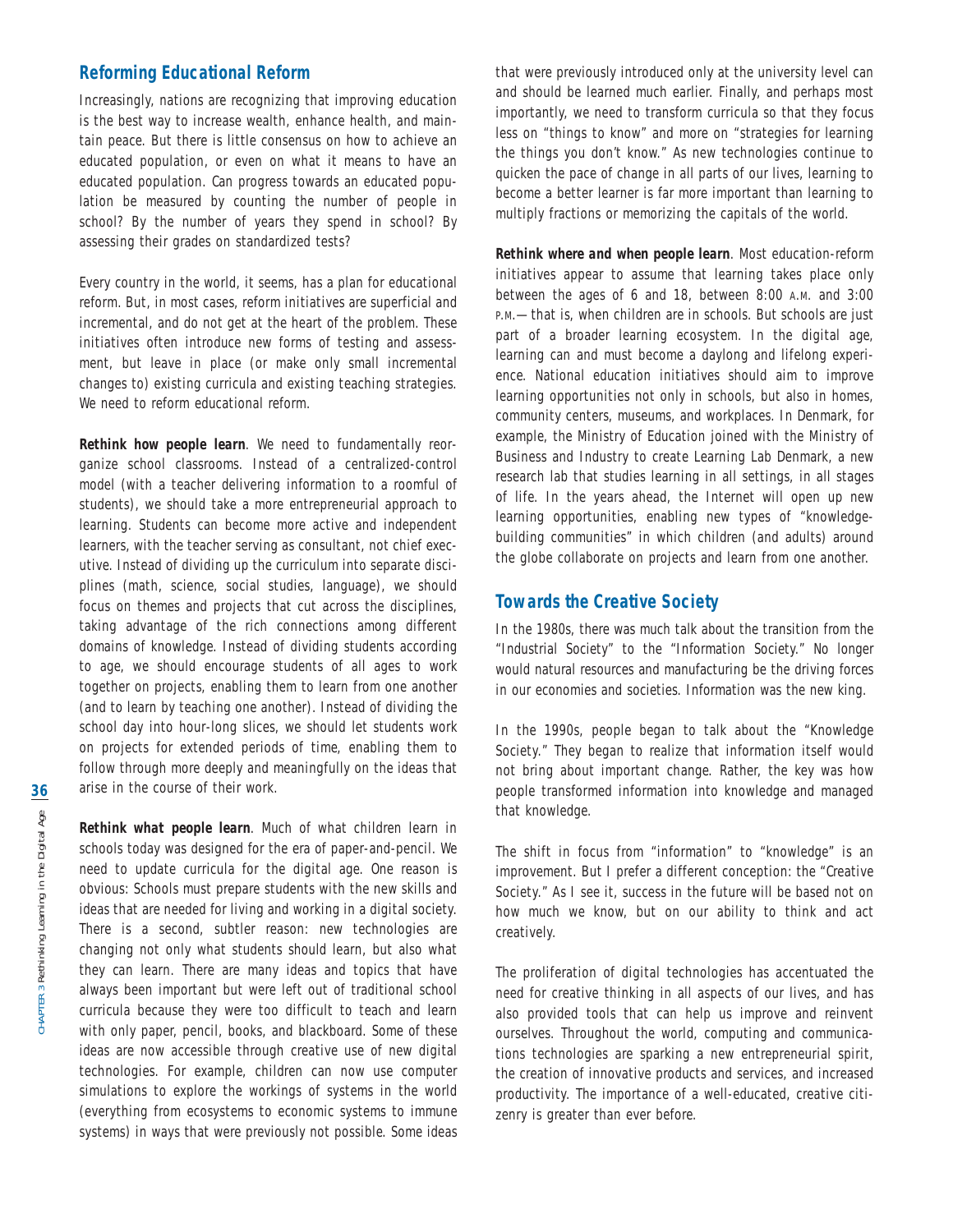## Reforming Educational Reform

Increasingly, nations are recognizing that improving education is the best way to increase wealth, enhance health, and maintain peace. But there is little consensus on how to achieve an educated population, or even on what it means to have an educated population. Can progress towards an educated population be measured by counting the number of people in school? By the number of years they spend in school? By assessing their grades on standardized tests?

Every country in the world, it seems, has a plan for educational reform. But, in most cases, reform initiatives are superficial and incremental, and do not get at the heart of the problem. These initiatives often introduce new forms of testing and assessment, but leave in place (or make only small incremental changes to) existing curricula and existing teaching strategies. We need to reform educational reform.

***Rethink how people learn***. We need to fundamentally reorganize school classrooms. Instead of a centralized-control model (with a teacher delivering information to a roomful of students), we should take a more entrepreneurial approach to learning. Students can become more active and independent learners, with the teacher serving as consultant, not chief executive. Instead of dividing up the curriculum into separate disciplines (math, science, social studies, language), we should focus on themes and projects that cut across the disciplines, taking advantage of the rich connections among different domains of knowledge. Instead of dividing students according to age, we should encourage students of all ages to work together on projects, enabling them to learn from one another (and to learn by teaching one another). Instead of dividing the school day into hour-long slices, we should let students work on projects for extended periods of time, enabling them to follow through more deeply and meaningfully on the ideas that arise in the course of their work.

***Rethink what people learn***. Much of what children learn in schools today was designed for the era of paper-and-pencil. We need to update curricula for the digital age. One reason is obvious: Schools must prepare students with the new skills and ideas that are needed for living and working in a digital society. There is a second, subtler reason: new technologies are changing not only what students should learn, but also what they can learn. There are many ideas and topics that have always been important but were left out of traditional school curricula because they were too difficult to teach and learn with only paper, pencil, books, and blackboard. Some of these ideas are now accessible through creative use of new digital technologies. For example, children can now use computer simulations to explore the workings of systems in the world (everything from ecosystems to economic systems to immune systems) in ways that were previously not possible. Some ideas that were previously introduced only at the university level can and should be learned much earlier. Finally, and perhaps most importantly, we need to transform curricula so that they focus less on "things to know" and more on "strategies for learning the things you don't know." As new technologies continue to quicken the pace of change in all parts of our lives, learning to become a better learner is far more important than learning to multiply fractions or memorizing the capitals of the world.

***Rethink where and when people learn***. Most education-reform initiatives appear to assume that learning takes place only between the ages of 6 and 18, between 8:00 A.M. and 3:00 P.M.—that is, when children are in schools. But schools are just part of a broader learning ecosystem. In the digital age, learning can and must become a daylong and lifelong experience. National education initiatives should aim to improve learning opportunities not only in schools, but also in homes, community centers, museums, and workplaces. In Denmark, for example, the Ministry of Education joined with the Ministry of Business and Industry to create Learning Lab Denmark, a new research lab that studies learning in all settings, in all stages of life. In the years ahead, the Internet will open up new learning opportunities, enabling new types of "knowledge-building communities" in which children (and adults) around the globe collaborate on projects and learn from one another.

## Towards the Creative Society

In the 1980s, there was much talk about the transition from the "Industrial Society" to the "Information Society." No longer would natural resources and manufacturing be the driving forces in our economies and societies. Information was the new king.

In the 1990s, people began to talk about the "Knowledge Society." They began to realize that information itself would not bring about important change. Rather, the key was how people transformed information into knowledge and managed that knowledge.

The shift in focus from "information" to "knowledge" is an improvement. But I prefer a different conception: the "Creative Society." As I see it, success in the future will be based not on how much we know, but on our ability to think and act creatively.

The proliferation of digital technologies has accentuated the need for creative thinking in all aspects of our lives, and has also provided tools that can help us improve and reinvent ourselves. Throughout the world, computing and communications technologies are sparking a new entrepreneurial spirit, the creation of innovative products and services, and increased productivity. The importance of a well-educated, creative citizenry is greater than ever before.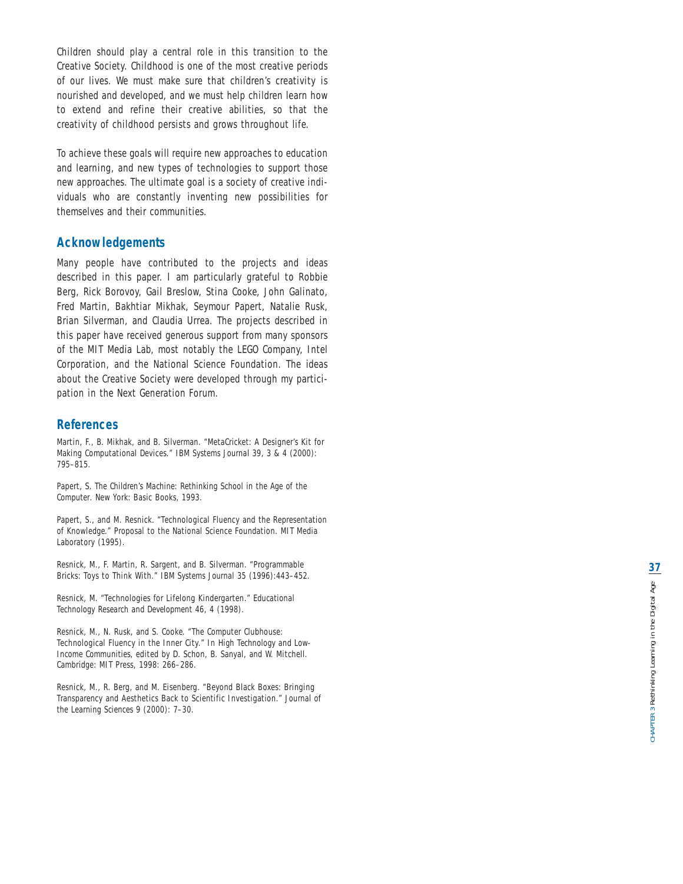Children should play a central role in this transition to the Creative Society. Childhood is one of the most creative periods of our lives. We must make sure that children's creativity is nourished and developed, and we must help children learn how to extend and refine their creative abilities, so that the creativity of childhood persists and grows throughout life.

To achieve these goals will require new approaches to education and learning, and new types of technologies to support those new approaches. The ultimate goal is a society of creative individuals who are constantly inventing new possibilities for themselves and their communities.

## Acknowledgements

Many people have contributed to the projects and ideas described in this paper. I am particularly grateful to Robbie Berg, Rick Borovoy, Gail Breslow, Stina Cooke, John Galinato, Fred Martin, Bakhtiar Mikhak, Seymour Papert, Natalie Rusk, Brian Silverman, and Claudia Urrea. The projects described in this paper have received generous support from many sponsors of the MIT Media Lab, most notably the LEGO Company, Intel Corporation, and the National Science Foundation. The ideas about the Creative Society were developed through my participation in the Next Generation Forum.

## References

Martin, F., B. Mikhak, and B. Silverman. "MetaCricket: A Designer's Kit for Making Computational Devices." *IBM Systems Journal* 39, 3 & 4 (2000): 795–815.

Papert, S. *The Children's Machine: Rethinking School in the Age of the Computer*. New York: Basic Books, 1993.

Papert, S., and M. Resnick. "Technological Fluency and the Representation of Knowledge." Proposal to the National Science Foundation. MIT Media Laboratory (1995).

Resnick, M., F. Martin, R. Sargent, and B. Silverman. "Programmable Bricks: Toys to Think With." *IBM Systems Journal* 35 (1996):443–452.

Resnick, M. "Technologies for Lifelong Kindergarten." *Educational Technology Research and Development* 46, 4 (1998).

Resnick, M., N. Rusk, and S. Cooke. "The Computer Clubhouse: Technological Fluency in the Inner City." In *High Technology and Low-Income Communities*, edited by D. Schon, B. Sanyal, and W. Mitchell. Cambridge: MIT Press, 1998: 266–286.

Resnick, M., R. Berg, and M. Eisenberg. "Beyond Black Boxes: Bringing Transparency and Aesthetics Back to Scientific Investigation." *Journal of the Learning Sciences* 9 (2000): 7–30.